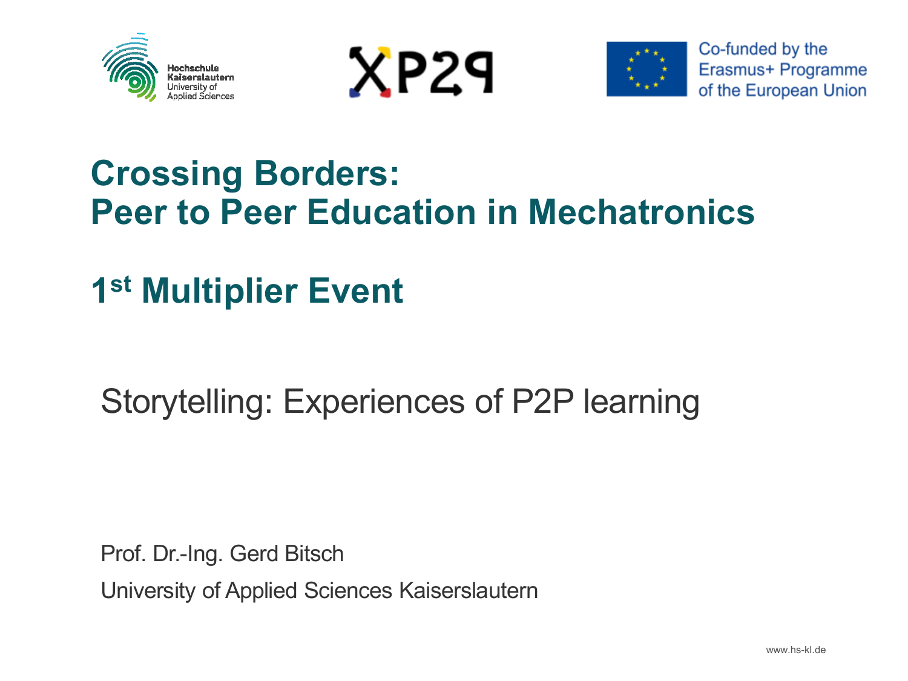Hochschule Kaiserslautern
University of Applied Sciences

XP2P

Co-funded by the Erasmus+ Programme of the European Union

# Crossing Borders: Peer to Peer Education in Mechatronics

# 1st Multiplier Event

## Storytelling: Experiences of P2P learning

Prof. Dr.-Ing. Gerd Bitsch

University of Applied Sciences Kaiserslautern

www.hs-kl.de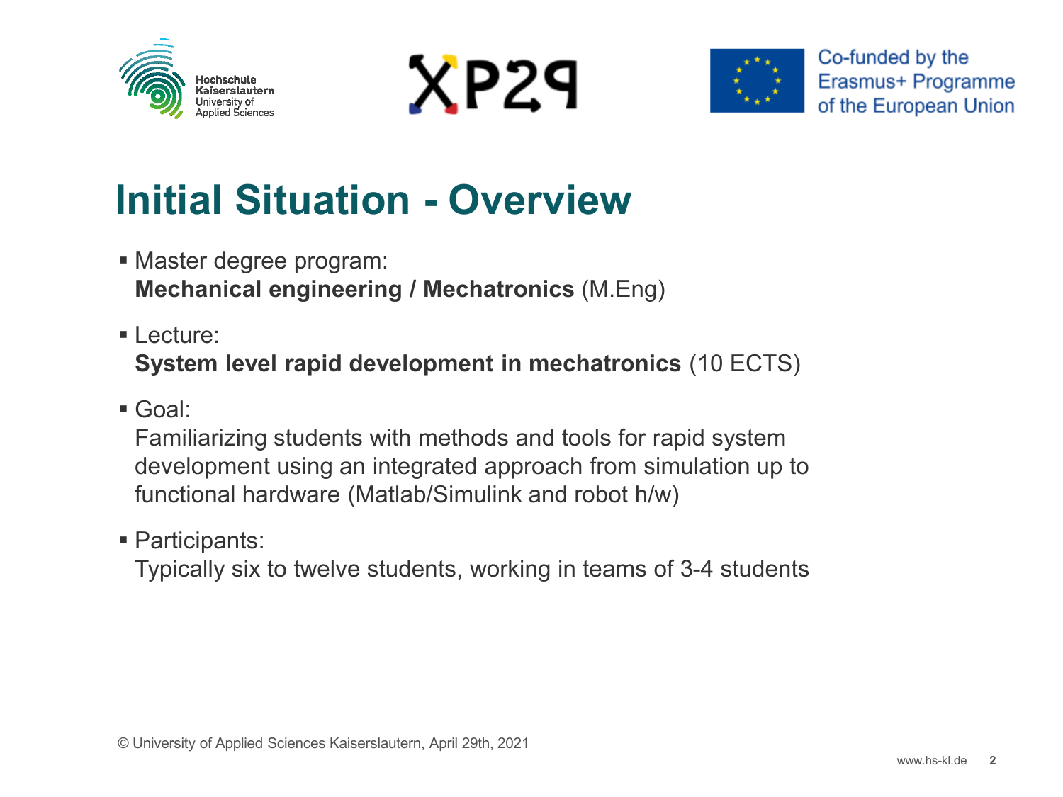# Initial Situation - Overview

- Master degree program:
  **Mechanical engineering / Mechatronics** (M.Eng)

- Lecture:
  **System level rapid development in mechatronics** (10 ECTS)

- Goal:
  Familiarizing students with methods and tools for rapid system development using an integrated approach from simulation up to functional hardware (Matlab/Simulink and robot h/w)

- Participants:
  Typically six to twelve students, working in teams of 3-4 students

© University of Applied Sciences Kaiserslautern, April 29th, 2021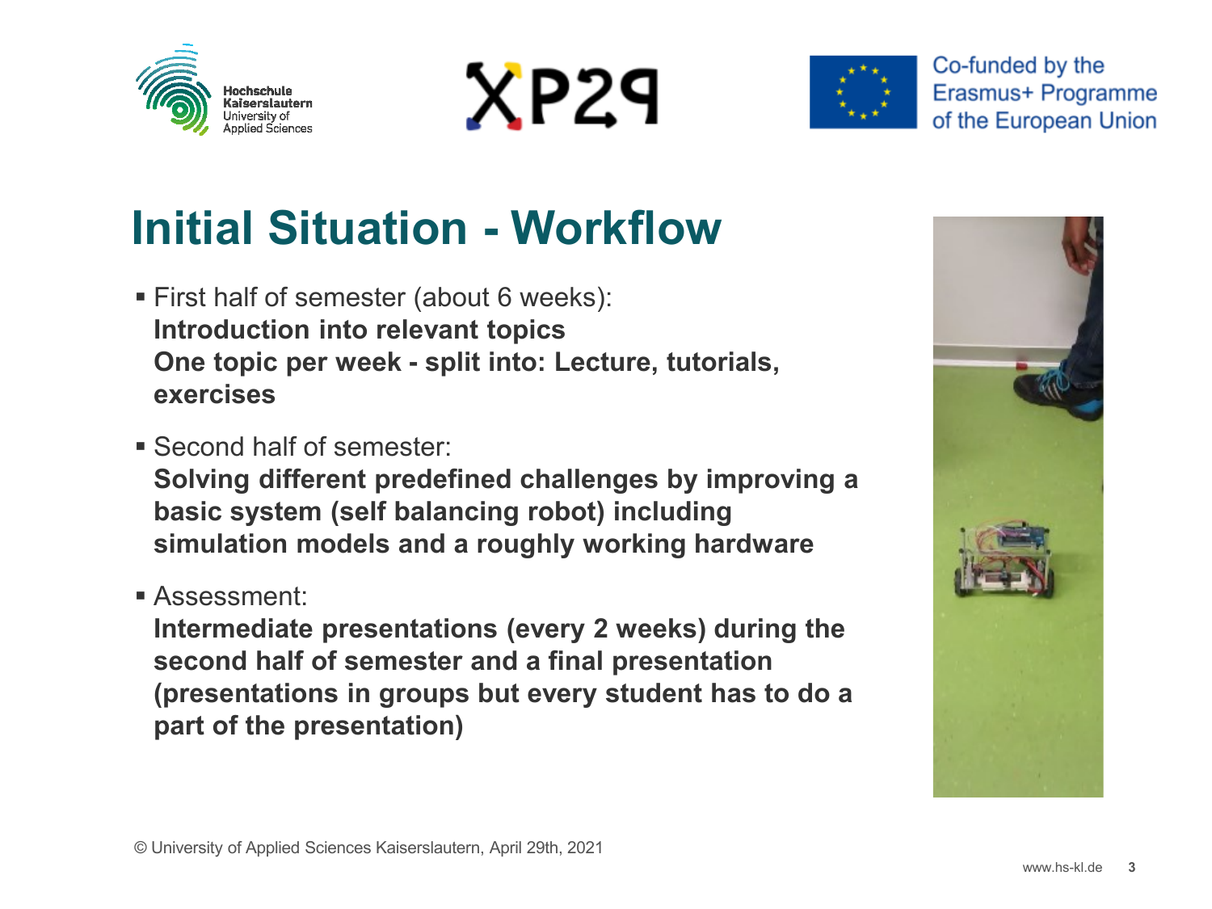# Initial Situation - Workflow

- First half of semester (about 6 weeks):
  **Introduction into relevant topics**
  **One topic per week - split into: Lecture, tutorials, exercises**

- Second half of semester:
  **Solving different predefined challenges by improving a basic system (self balancing robot) including simulation models and a roughly working hardware**

- Assessment:
  **Intermediate presentations (every 2 weeks) during the second half of semester and a final presentation (presentations in groups but every student has to do a part of the presentation)**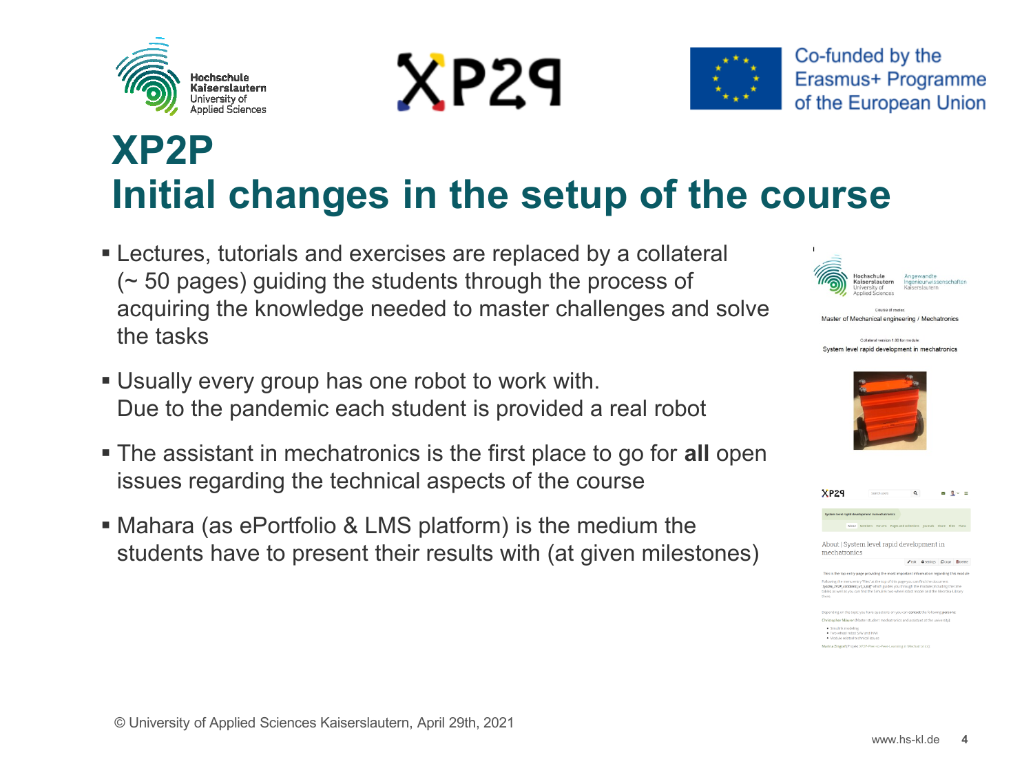# XP2P
## Initial changes in the setup of the course

- Lectures, tutorials and exercises are replaced by a collateral (~ 50 pages) guiding the students through the process of acquiring the knowledge needed to master challenges and solve the tasks
- Usually every group has one robot to work with. Due to the pandemic each student is provided a real robot
- The assistant in mechatronics is the first place to go for **all** open issues regarding the technical aspects of the course
- Mahara (as ePortfolio & LMS platform) is the medium the students have to present their results with (at given milestones)

© University of Applied Sciences Kaiserslautern, April 29th, 2021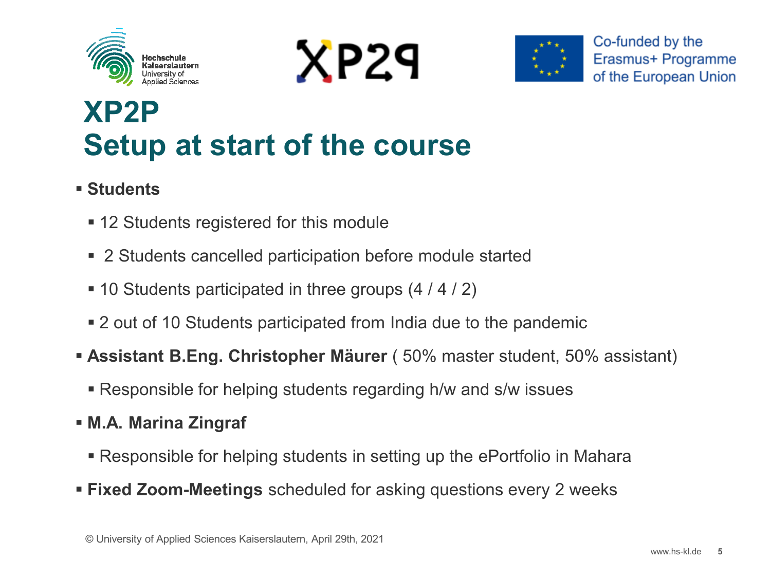# XP2P
# Setup at start of the course

- **Students**
  - 12 Students registered for this module
  - 2 Students cancelled participation before module started
  - 10 Students participated in three groups (4 / 4 / 2)
  - 2 out of 10 Students participated from India due to the pandemic
- **Assistant B.Eng. Christopher Mäurer** ( 50% master student, 50% assistant)
  - Responsible for helping students regarding h/w and s/w issues
- **M.A. Marina Zingraf**
  - Responsible for helping students in setting up the ePortfolio in Mahara
- **Fixed Zoom-Meetings** scheduled for asking questions every 2 weeks

© University of Applied Sciences Kaiserslautern, April 29th, 2021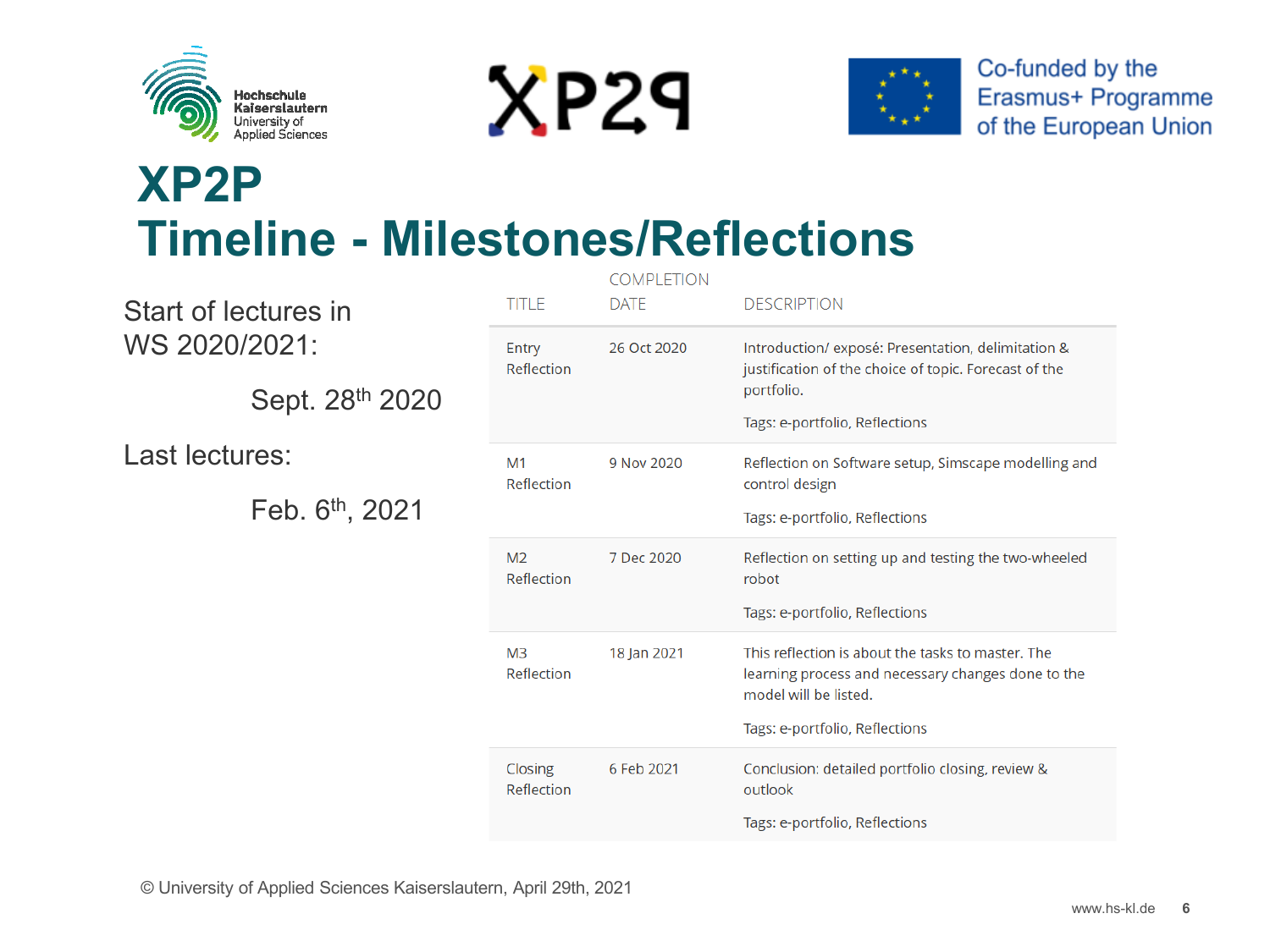# XP2P
# Timeline - Milestones/Reflections

Start of lectures in WS 2020/2021:

Sept. 28th 2020

Last lectures:

Feb. 6th, 2021

| TITLE | COMPLETION DATE | DESCRIPTION |
|---|---|---|
| Entry Reflection | 26 Oct 2020 | Introduction/ exposé: Presentation, delimitation & justification of the choice of topic. Forecast of the portfolio.<br><br>Tags: e-portfolio, Reflections |
| M1 Reflection | 9 Nov 2020 | Reflection on Software setup, Simscape modelling and control design<br><br>Tags: e-portfolio, Reflections |
| M2 Reflection | 7 Dec 2020 | Reflection on setting up and testing the two-wheeled robot<br><br>Tags: e-portfolio, Reflections |
| M3 Reflection | 18 Jan 2021 | This reflection is about the tasks to master. The learning process and necessary changes done to the model will be listed.<br><br>Tags: e-portfolio, Reflections |
| Closing Reflection | 6 Feb 2021 | Conclusion: detailed portfolio closing, review & outlook<br><br>Tags: e-portfolio, Reflections |

© University of Applied Sciences Kaiserslautern, April 29th, 2021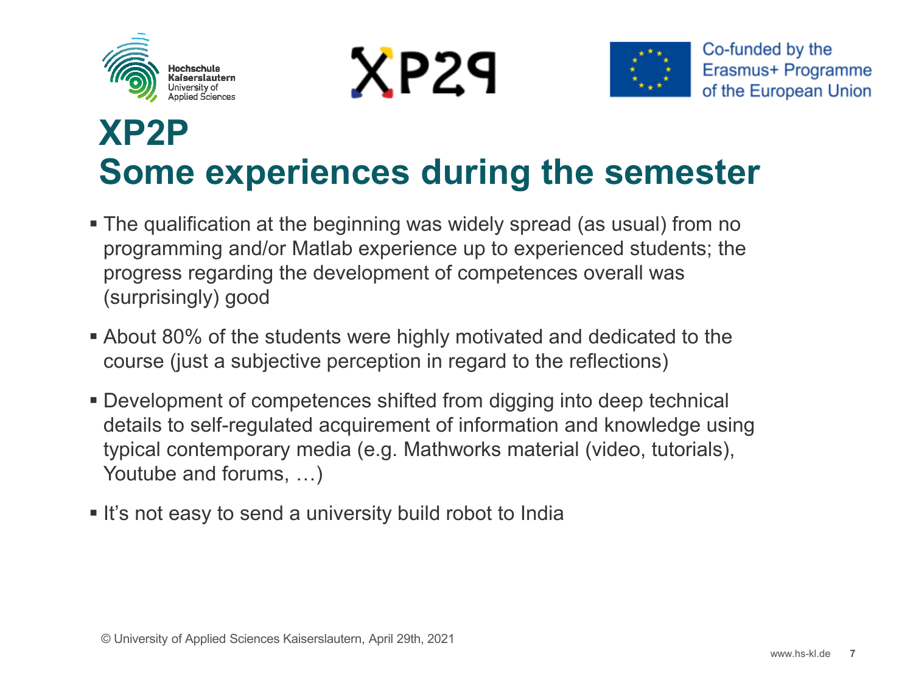# XP2P
# Some experiences during the semester

- The qualification at the beginning was widely spread (as usual) from no programming and/or Matlab experience up to experienced students; the progress regarding the development of competences overall was (surprisingly) good
- About 80% of the students were highly motivated and dedicated to the course (just a subjective perception in regard to the reflections)
- Development of competences shifted from digging into deep technical details to self-regulated acquirement of information and knowledge using typical contemporary media (e.g. Mathworks material (video, tutorials), Youtube and forums, …)
- It's not easy to send a university build robot to India

© University of Applied Sciences Kaiserslautern, April 29th, 2021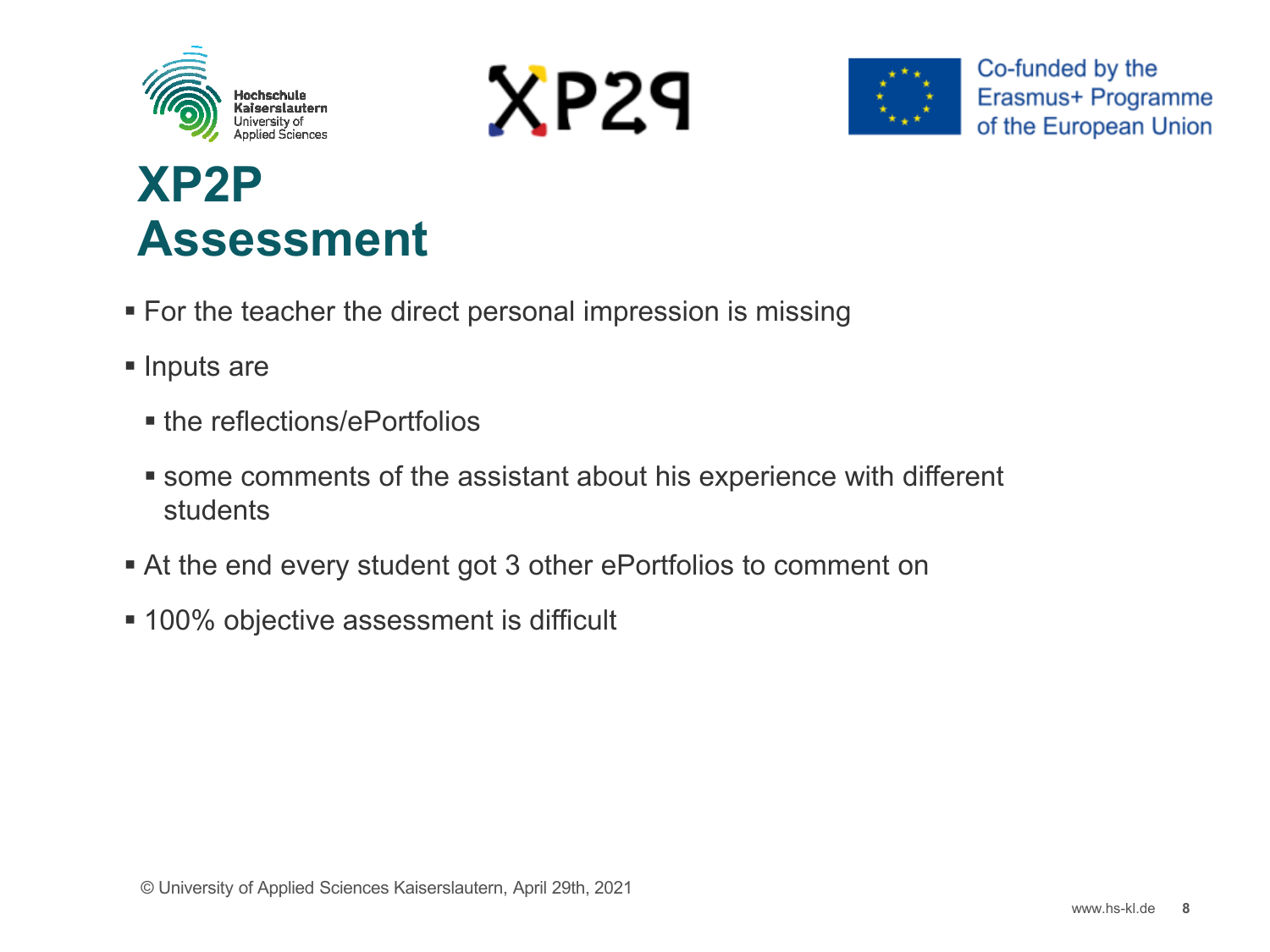# XP2P Assessment

- For the teacher the direct personal impression is missing
- Inputs are
  - the reflections/ePortfolios
  - some comments of the assistant about his experience with different students
- At the end every student got 3 other ePortfolios to comment on
- 100% objective assessment is difficult

© University of Applied Sciences Kaiserslautern, April 29th, 2021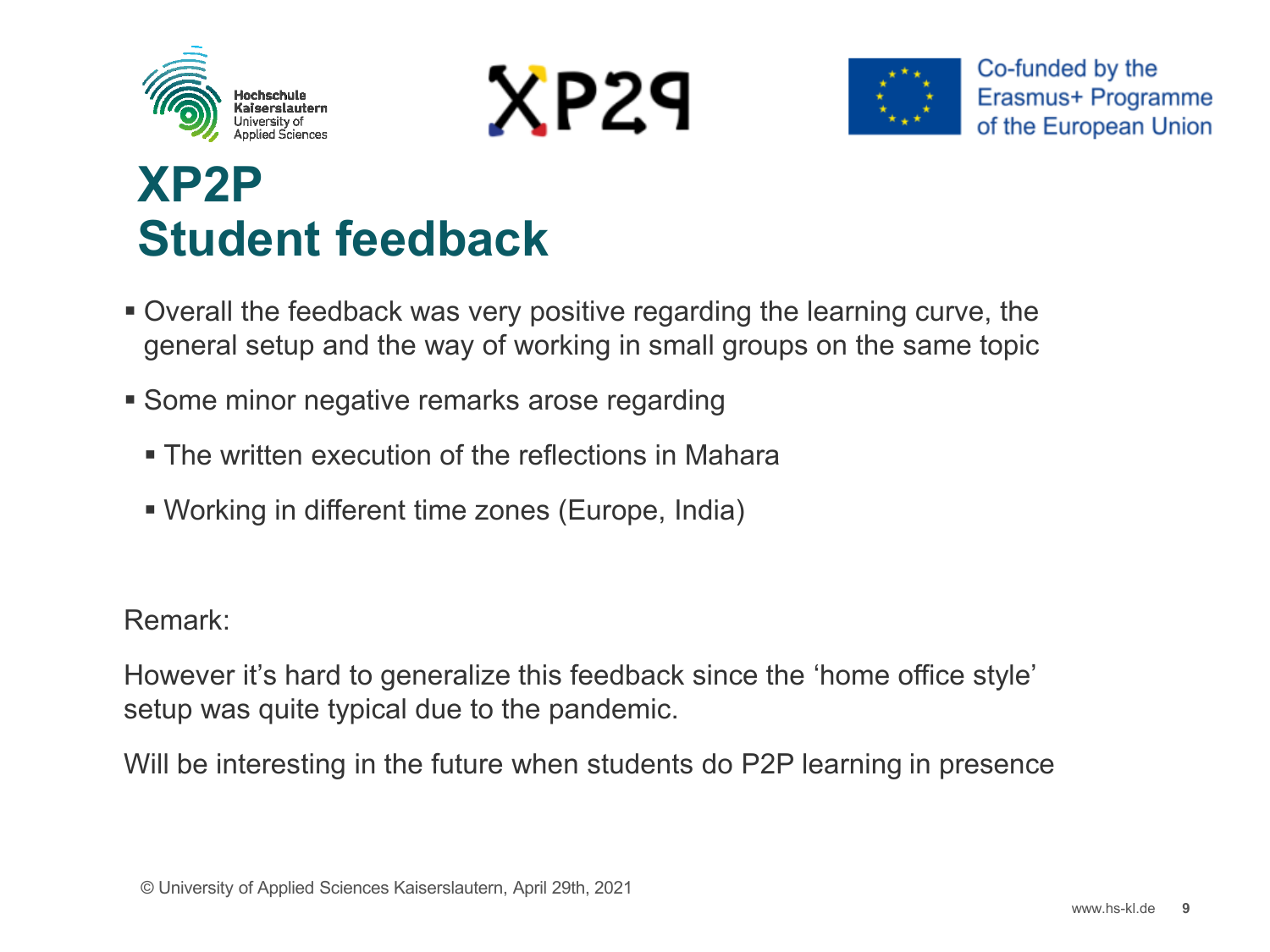# XP2P
# Student feedback

- Overall the feedback was very positive regarding the learning curve, the general setup and the way of working in small groups on the same topic
- Some minor negative remarks arose regarding
  - The written execution of the reflections in Mahara
  - Working in different time zones (Europe, India)

Remark:

However it's hard to generalize this feedback since the 'home office style' setup was quite typical due to the pandemic.

Will be interesting in the future when students do P2P learning in presence

© University of Applied Sciences Kaiserslautern, April 29th, 2021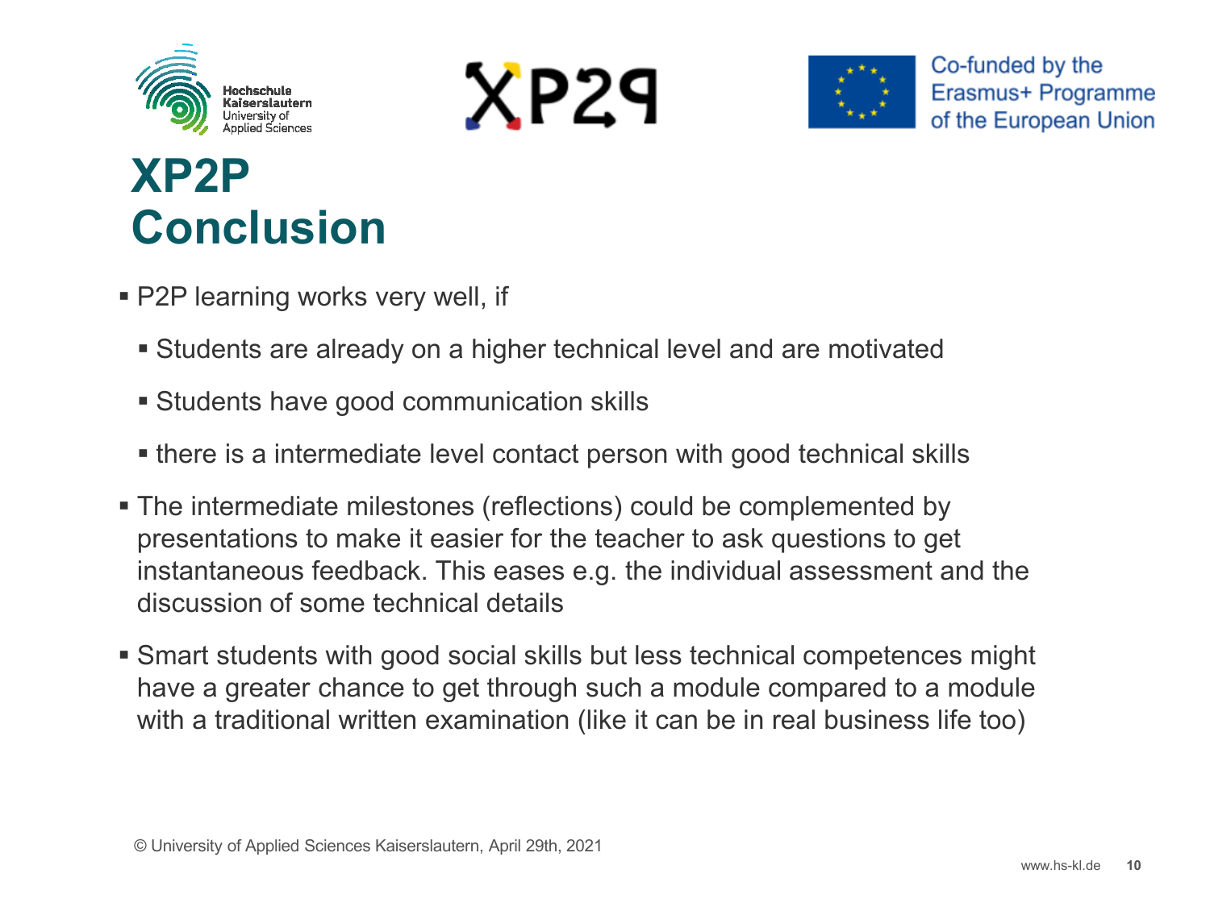# XP2P Conclusion

- P2P learning works very well, if
  - Students are already on a higher technical level and are motivated
  - Students have good communication skills
  - there is a intermediate level contact person with good technical skills
- The intermediate milestones (reflections) could be complemented by presentations to make it easier for the teacher to ask questions to get instantaneous feedback. This eases e.g. the individual assessment and the discussion of some technical details
- Smart students with good social skills but less technical competences might have a greater chance to get through such a module compared to a module with a traditional written examination (like it can be in real business life too)

© University of Applied Sciences Kaiserslautern, April 29th, 2021